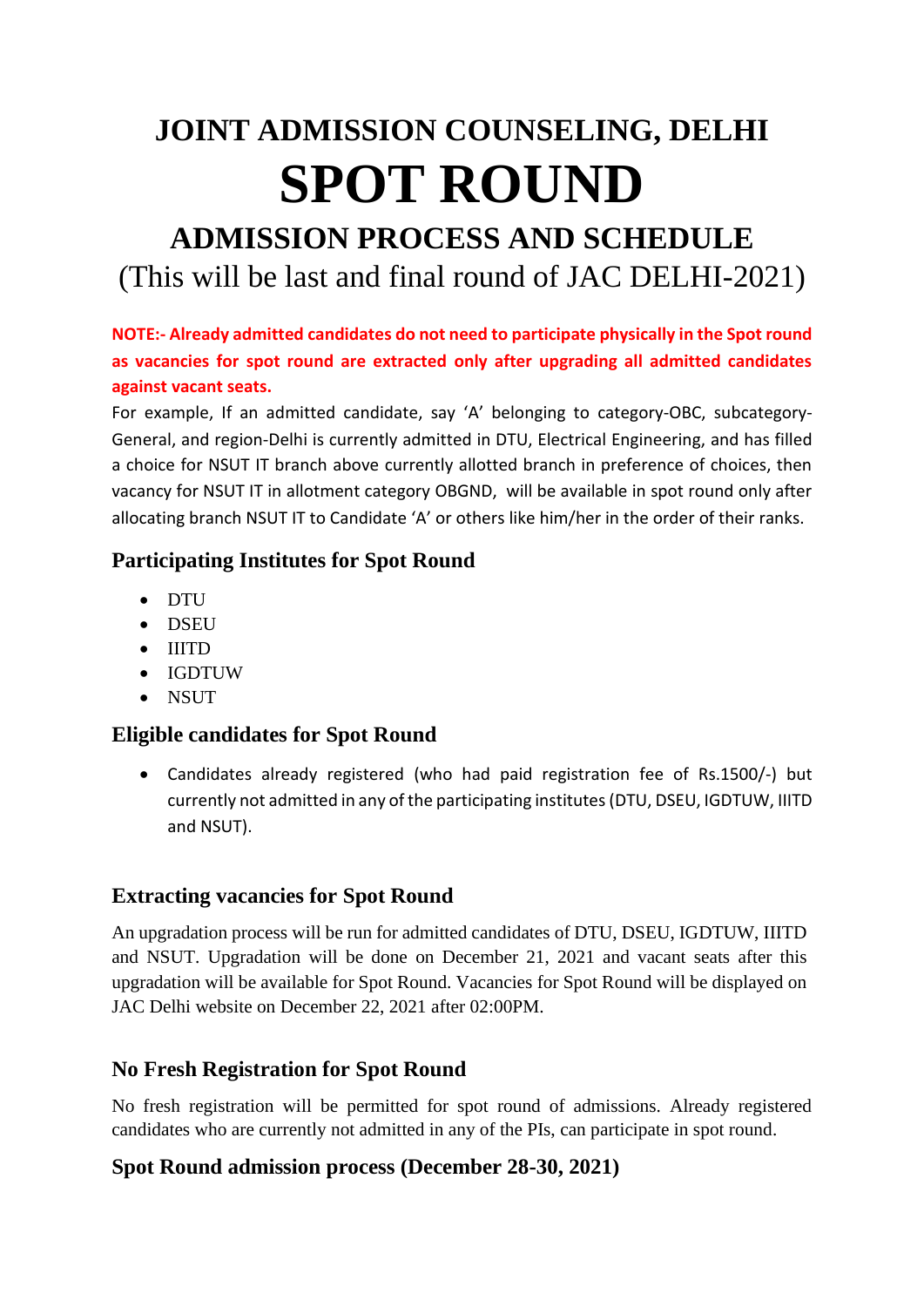# JOINT ADMISSION COUNSELING, DELHI

# SPOT ROUND

## ADMISSION PROCESS AND SCHEDULE

(This will be last and final round of JAC DELHI-2021)

**NOTE:- Already admitted candidates do not need to participate physically in the Spot round as vacancies for spot round are extracted only after upgrading all admitted candidates against vacant seats.**

For example, If an admitted candidate, say 'A' belonging to category-OBC, subcategory-General, and region-Delhi is currently admitted in DTU, Electrical Engineering, and has filled a choice for NSUT IT branch above currently allotted branch in preference of choices, then vacancy for NSUT IT in allotment category OBGND, will be available in spot round only after allocating branch NSUT IT to Candidate 'A' or others like him/her in the order of their ranks.

### Participating Institutes for Spot Round

- DTU
- DSEU
- IIITD
- IGDTUW
- NSUT

### Eligible candidates for Spot Round

- Candidates already registered (who had paid registration fee of Rs.1500/-) but currently not admitted in any of the participating institutes (DTU, DSEU, IGDTUW, IIITD and NSUT).

### Extracting vacancies for Spot Round

An upgradation process will be run for admitted candidates of DTU, DSEU, IGDTUW, IIITD and NSUT. Upgradation will be done on December 21, 2021 and vacant seats after this upgradation will be available for Spot Round. Vacancies for Spot Round will be displayed on JAC Delhi website on December 22, 2021 after 02:00PM.

### No Fresh Registration for Spot Round

No fresh registration will be permitted for spot round of admissions. Already registered candidates who are currently not admitted in any of the PIs, can participate in spot round.

### Spot Round admission process (December 28-30, 2021)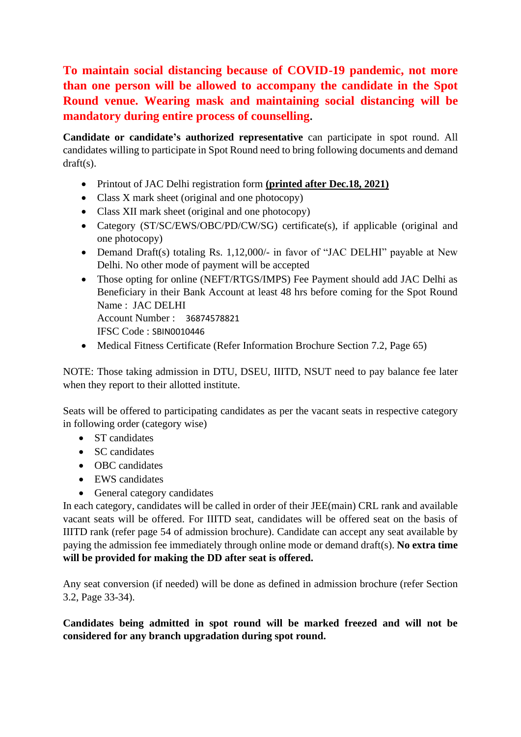**To maintain social distancing because of COVID-19 pandemic, not more than one person will be allowed to accompany the candidate in the Spot Round venue. Wearing mask and maintaining social distancing will be mandatory during entire process of counselling.**

**Candidate or candidate's authorized representative** can participate in spot round. All candidates willing to participate in Spot Round need to bring following documents and demand draft(s).

- Printout of JAC Delhi registration form **(printed after Dec.18, 2021)**
- Class X mark sheet (original and one photocopy)
- Class XII mark sheet (original and one photocopy)
- Category (ST/SC/EWS/OBC/PD/CW/SG) certificate(s), if applicable (original and one photocopy)
- Demand Draft(s) totaling Rs. 1,12,000/- in favor of "JAC DELHI" payable at New Delhi. No other mode of payment will be accepted
- Those opting for online (NEFT/RTGS/IMPS) Fee Payment should add JAC Delhi as Beneficiary in their Bank Account at least 48 hrs before coming for the Spot Round
  Name : JAC DELHI
  Account Number : 36874578821
  IFSC Code : SBIN0010446
- Medical Fitness Certificate (Refer Information Brochure Section 7.2, Page 65)

NOTE: Those taking admission in DTU, DSEU, IIITD, NSUT need to pay balance fee later when they report to their allotted institute.

Seats will be offered to participating candidates as per the vacant seats in respective category in following order (category wise)

- ST candidates
- SC candidates
- OBC candidates
- EWS candidates
- General category candidates

In each category, candidates will be called in order of their JEE(main) CRL rank and available vacant seats will be offered. For IIITD seat, candidates will be offered seat on the basis of IIITD rank (refer page 54 of admission brochure). Candidate can accept any seat available by paying the admission fee immediately through online mode or demand draft(s). **No extra time will be provided for making the DD after seat is offered.**

Any seat conversion (if needed) will be done as defined in admission brochure (refer Section 3.2, Page 33-34).

**Candidates being admitted in spot round will be marked freezed and will not be considered for any branch upgradation during spot round.**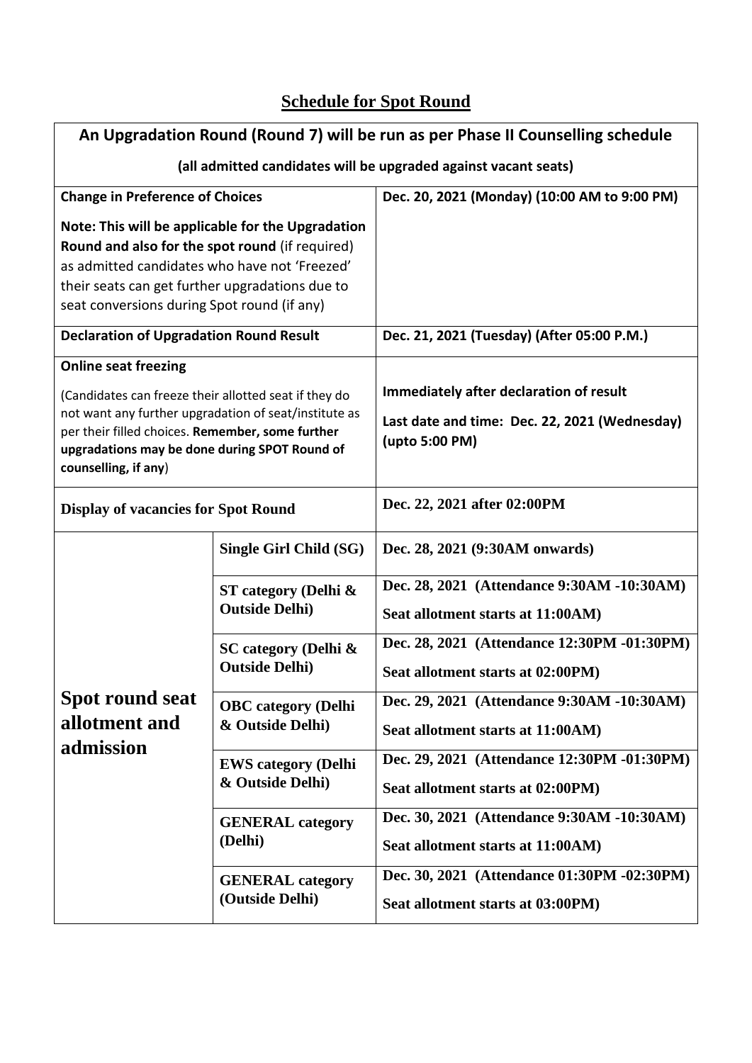## Schedule for Spot Round

| **An Upgradation Round (Round 7) will be run as per Phase II Counselling schedule** (all admitted candidates will be upgraded against vacant seats) | | |
|---|---|---|
| **Change in Preference of Choices**<br><br>**Note: This will be applicable for the Upgradation Round and also for the spot round** (if required) as admitted candidates who have not 'Freezed' their seats can get further upgradations due to seat conversions during Spot round (if any) | | **Dec. 20, 2021 (Monday) (10:00 AM to 9:00 PM)** |
| **Declaration of Upgradation Round Result** | | **Dec. 21, 2021 (Tuesday) (After 05:00 P.M.)** |
| **Online seat freezing**<br><br>(Candidates can freeze their allotted seat if they do not want any further upgradation of seat/institute as per their filled choices. **Remember, some further upgradations may be done during SPOT Round of counselling, if any**) | | **Immediately after declaration of result**<br><br>**Last date and time: Dec. 22, 2021 (Wednesday) (upto 5:00 PM)** |
| **Display of vacancies for Spot Round** | | **Dec. 22, 2021 after 02:00PM** |
| **Spot round seat allotment and admission** | **Single Girl Child (SG)** | **Dec. 28, 2021 (9:30AM onwards)** |
| | **ST category (Delhi & Outside Delhi)** | **Dec. 28, 2021 (Attendance 9:30AM -10:30AM)**<br>**Seat allotment starts at 11:00AM)** |
| | **SC category (Delhi & Outside Delhi)** | **Dec. 28, 2021 (Attendance 12:30PM -01:30PM)**<br>**Seat allotment starts at 02:00PM)** |
| | **OBC category (Delhi & Outside Delhi)** | **Dec. 29, 2021 (Attendance 9:30AM -10:30AM)**<br>**Seat allotment starts at 11:00AM)** |
| | **EWS category (Delhi & Outside Delhi)** | **Dec. 29, 2021 (Attendance 12:30PM -01:30PM)**<br>**Seat allotment starts at 02:00PM)** |
| | **GENERAL category (Delhi)** | **Dec. 30, 2021 (Attendance 9:30AM -10:30AM)**<br>**Seat allotment starts at 11:00AM)** |
| | **GENERAL category (Outside Delhi)** | **Dec. 30, 2021 (Attendance 01:30PM -02:30PM)**<br>**Seat allotment starts at 03:00PM)** |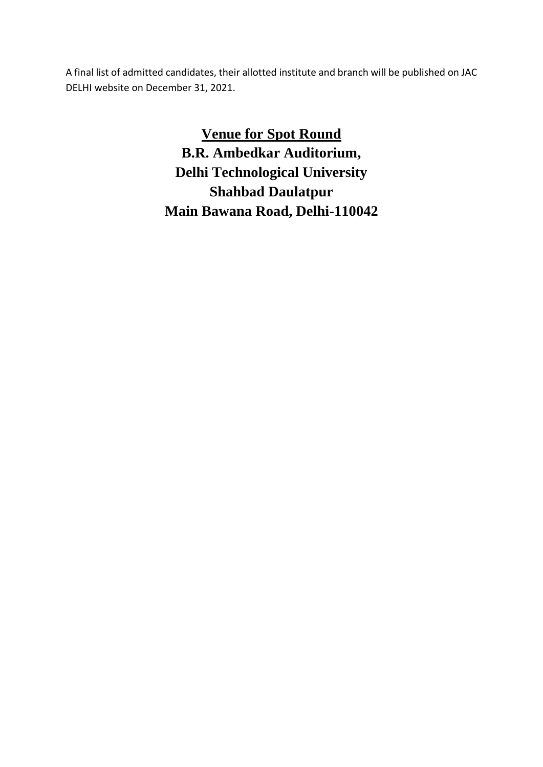A final list of admitted candidates, their allotted institute and branch will be published on JAC DELHI website on December 31, 2021.

**Venue for Spot Round**

**B.R. Ambedkar Auditorium,**
**Delhi Technological University**
**Shahbad Daulatpur**
**Main Bawana Road, Delhi-110042**